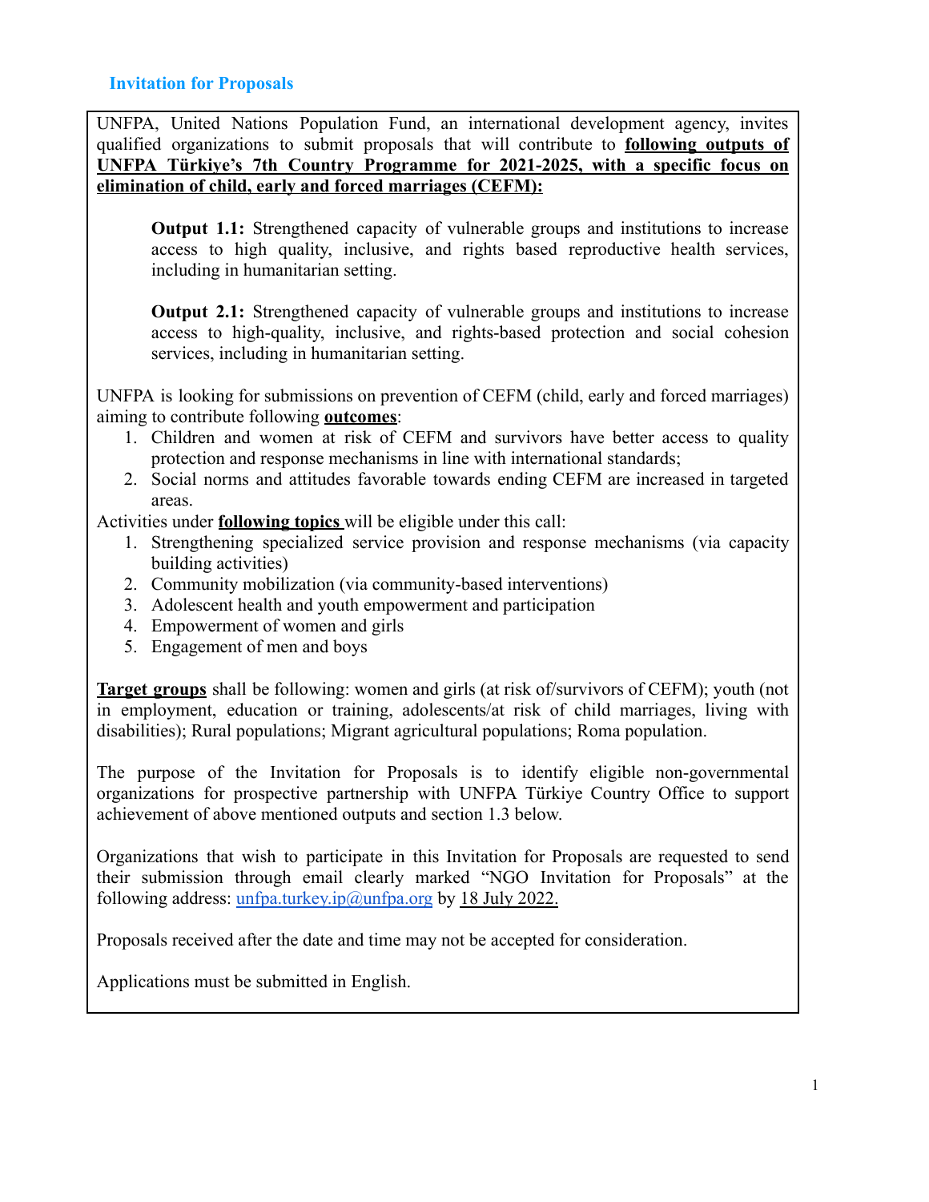## Invitation for Proposals

UNFPA, United Nations Population Fund, an international development agency, invites qualified organizations to submit proposals that will contribute to **following outputs of UNFPA Türkiye's 7th Country Programme for 2021-2025, with a specific focus on elimination of child, early and forced marriages (CEFM):**

> **Output 1.1:** Strengthened capacity of vulnerable groups and institutions to increase access to high quality, inclusive, and rights based reproductive health services, including in humanitarian setting.
>
> **Output 2.1:** Strengthened capacity of vulnerable groups and institutions to increase access to high-quality, inclusive, and rights-based protection and social cohesion services, including in humanitarian setting.

UNFPA is looking for submissions on prevention of CEFM (child, early and forced marriages) aiming to contribute following **outcomes**:

1. Children and women at risk of CEFM and survivors have better access to quality protection and response mechanisms in line with international standards;
2. Social norms and attitudes favorable towards ending CEFM are increased in targeted areas.

Activities under **following topics** will be eligible under this call:

1. Strengthening specialized service provision and response mechanisms (via capacity building activities)
2. Community mobilization (via community-based interventions)
3. Adolescent health and youth empowerment and participation
4. Empowerment of women and girls
5. Engagement of men and boys

**Target groups** shall be following: women and girls (at risk of/survivors of CEFM); youth (not in employment, education or training, adolescents/at risk of child marriages, living with disabilities); Rural populations; Migrant agricultural populations; Roma population.

The purpose of the Invitation for Proposals is to identify eligible non-governmental organizations for prospective partnership with UNFPA Türkiye Country Office to support achievement of above mentioned outputs and section 1.3 below.

Organizations that wish to participate in this Invitation for Proposals are requested to send their submission through email clearly marked "NGO Invitation for Proposals" at the following address: unfpa.turkey.ip@unfpa.org by 18 July 2022.

Proposals received after the date and time may not be accepted for consideration.

Applications must be submitted in English.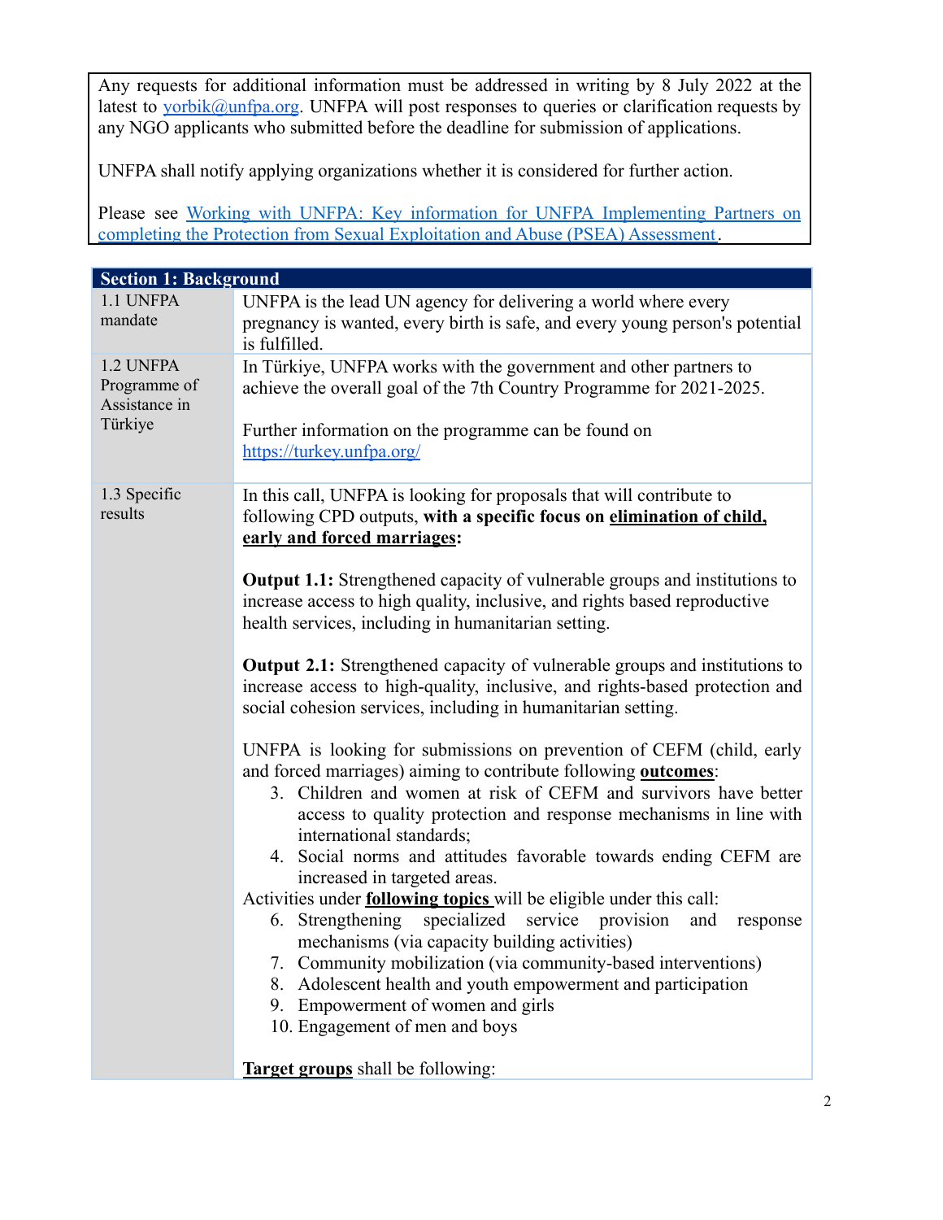Any requests for additional information must be addressed in writing by 8 July 2022 at the latest to [yorbik@unfpa.org](mailto:yorbik@unfpa.org). UNFPA will post responses to queries or clarification requests by any NGO applicants who submitted before the deadline for submission of applications.

UNFPA shall notify applying organizations whether it is considered for further action.

Please see [Working with UNFPA: Key information for UNFPA Implementing Partners on completing the Protection from Sexual Exploitation and Abuse (PSEA) Assessment](#).

| **Section 1: Background** | |
|---|---|
| 1.1 UNFPA mandate | UNFPA is the lead UN agency for delivering a world where every pregnancy is wanted, every birth is safe, and every young person's potential is fulfilled. |
| 1.2 UNFPA Programme of Assistance in Türkiye | In Türkiye, UNFPA works with the government and other partners to achieve the overall goal of the 7th Country Programme for 2021-2025.<br><br>Further information on the programme can be found on https://turkey.unfpa.org/ |
| 1.3 Specific results | In this call, UNFPA is looking for proposals that will contribute to following CPD outputs, **with a specific focus on <u>elimination of child, early and forced marriages</u>:**<br><br>**Output 1.1:** Strengthened capacity of vulnerable groups and institutions to increase access to high quality, inclusive, and rights based reproductive health services, including in humanitarian setting.<br><br>**Output 2.1:** Strengthened capacity of vulnerable groups and institutions to increase access to high-quality, inclusive, and rights-based protection and social cohesion services, including in humanitarian setting.<br><br>UNFPA is looking for submissions on prevention of CEFM (child, early and forced marriages) aiming to contribute following **<u>outcomes</u>**:<br>3. Children and women at risk of CEFM and survivors have better access to quality protection and response mechanisms in line with international standards;<br>4. Social norms and attitudes favorable towards ending CEFM are increased in targeted areas.<br>Activities under **<u>following topics</u>** will be eligible under this call:<br>6. Strengthening specialized service provision and response mechanisms (via capacity building activities)<br>7. Community mobilization (via community-based interventions)<br>8. Adolescent health and youth empowerment and participation<br>9. Empowerment of women and girls<br>10. Engagement of men and boys<br><br>**<u>Target groups</u>** shall be following: |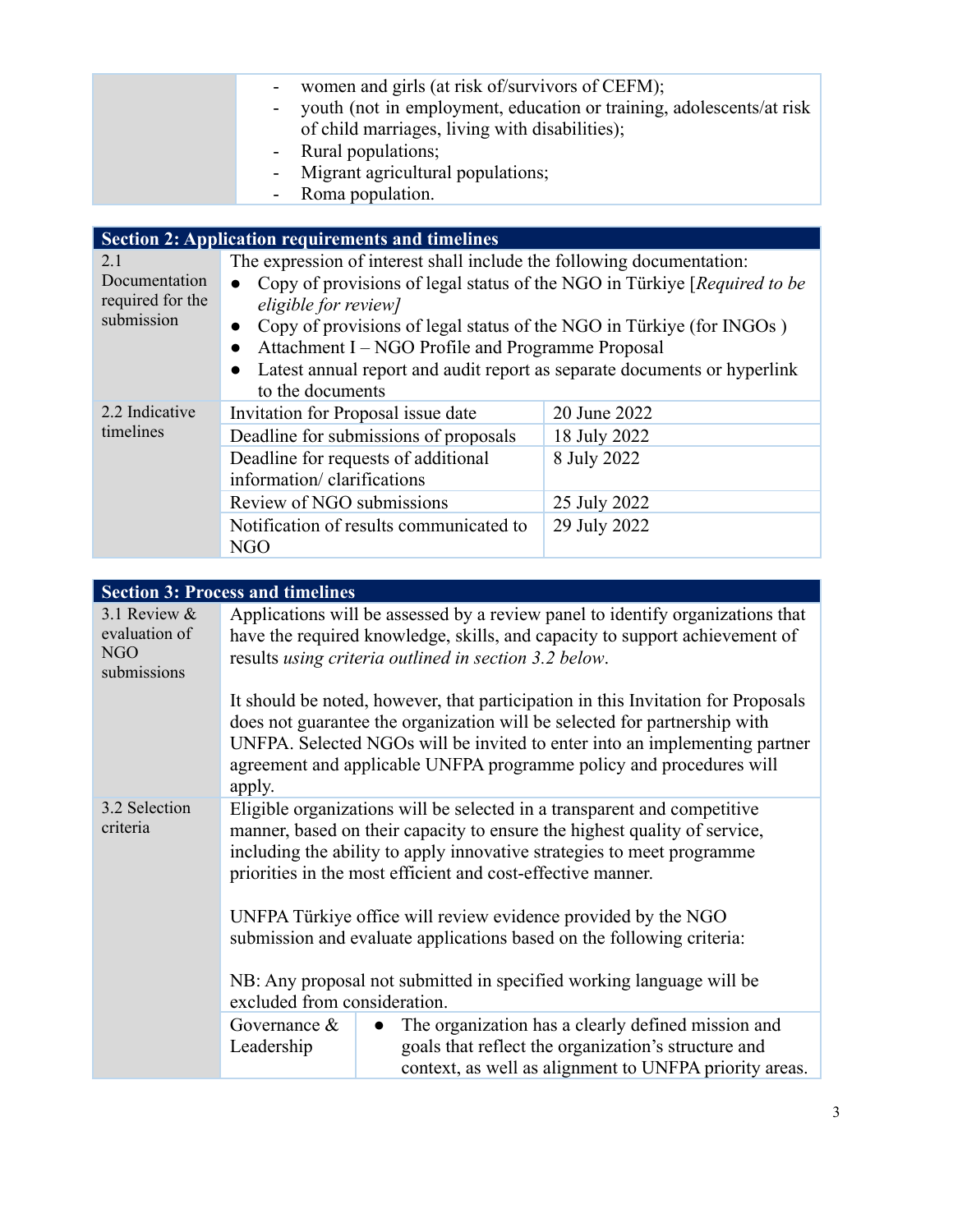| | |
|---|---|
| | - women and girls (at risk of/survivors of CEFM);<br>- youth (not in employment, education or training, adolescents/at risk of child marriages, living with disabilities);<br>- Rural populations;<br>- Migrant agricultural populations;<br>- Roma population. |

| **Section 2: Application requirements and timelines** | | |
|---|---|---|
| 2.1 Documentation required for the submission | The expression of interest shall include the following documentation:<br>● Copy of provisions of legal status of the NGO in Türkiye [*Required to be eligible for review]*<br>● Copy of provisions of legal status of the NGO in Türkiye (for INGOs )<br>● Attachment I – NGO Profile and Programme Proposal<br>● Latest annual report and audit report as separate documents or hyperlink to the documents | |
| 2.2 Indicative timelines | Invitation for Proposal issue date | 20 June 2022 |
| | Deadline for submissions of proposals | 18 July 2022 |
| | Deadline for requests of additional information/ clarifications | 8 July 2022 |
| | Review of NGO submissions | 25 July 2022 |
| | Notification of results communicated to NGO | 29 July 2022 |

| **Section 3: Process and timelines** | | |
|---|---|---|
| 3.1 Review & evaluation of NGO submissions | Applications will be assessed by a review panel to identify organizations that have the required knowledge, skills, and capacity to support achievement of results *using criteria outlined in section 3.2 below*.<br><br>It should be noted, however, that participation in this Invitation for Proposals does not guarantee the organization will be selected for partnership with UNFPA. Selected NGOs will be invited to enter into an implementing partner agreement and applicable UNFPA programme policy and procedures will apply. | |
| 3.2 Selection criteria | Eligible organizations will be selected in a transparent and competitive manner, based on their capacity to ensure the highest quality of service, including the ability to apply innovative strategies to meet programme priorities in the most efficient and cost-effective manner.<br><br>UNFPA Türkiye office will review evidence provided by the NGO submission and evaluate applications based on the following criteria:<br><br>NB: Any proposal not submitted in specified working language will be excluded from consideration. | |
| | Governance & Leadership | ● The organization has a clearly defined mission and goals that reflect the organization's structure and context, as well as alignment to UNFPA priority areas. |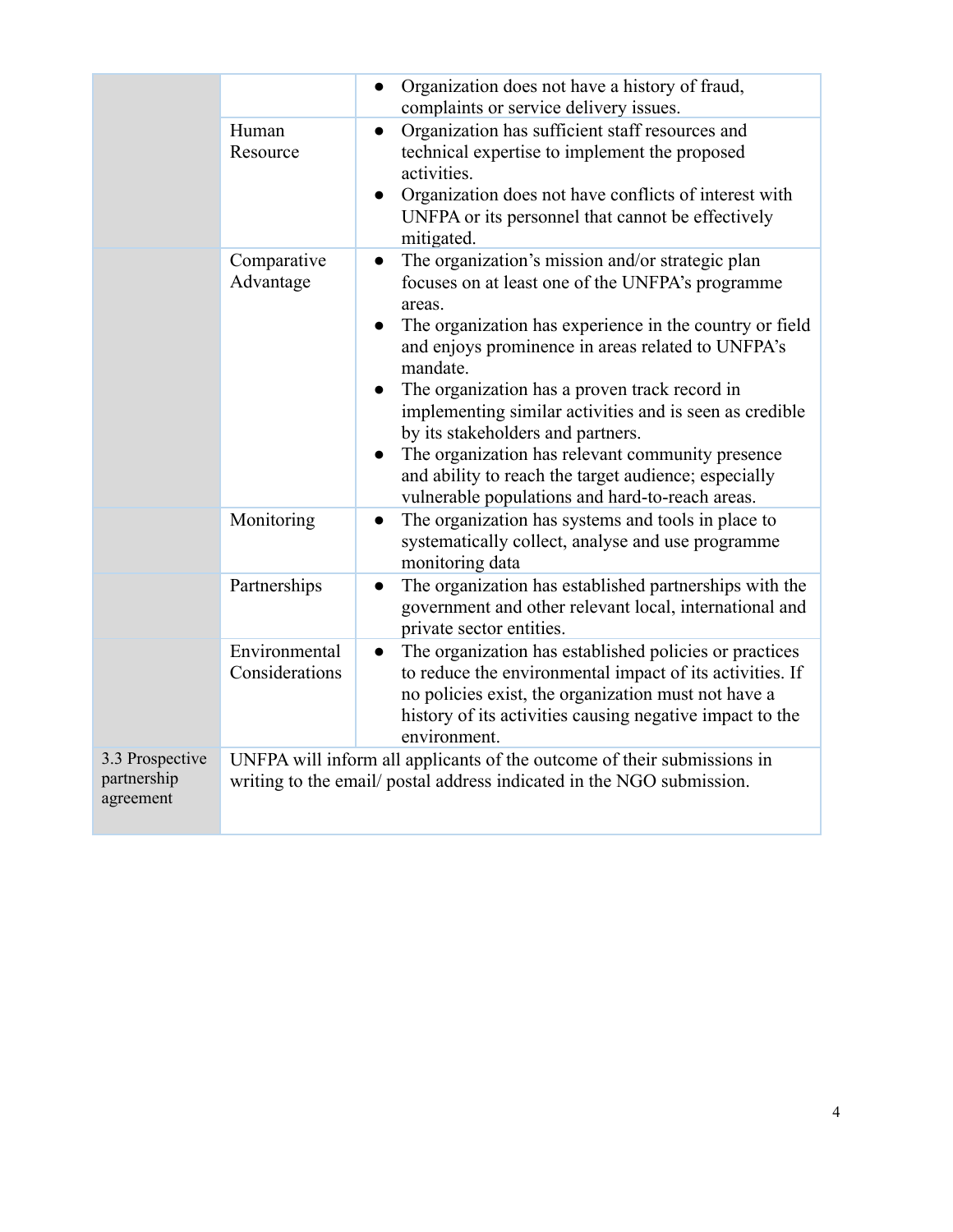| | | |
|---|---|---|
| | | • Organization does not have a history of fraud, complaints or service delivery issues. |
| | Human Resource | • Organization has sufficient staff resources and technical expertise to implement the proposed activities.<br>• Organization does not have conflicts of interest with UNFPA or its personnel that cannot be effectively mitigated. |
| | Comparative Advantage | • The organization's mission and/or strategic plan focuses on at least one of the UNFPA's programme areas.<br>• The organization has experience in the country or field and enjoys prominence in areas related to UNFPA's mandate.<br>• The organization has a proven track record in implementing similar activities and is seen as credible by its stakeholders and partners.<br>• The organization has relevant community presence and ability to reach the target audience; especially vulnerable populations and hard-to-reach areas. |
| | Monitoring | • The organization has systems and tools in place to systematically collect, analyse and use programme monitoring data |
| | Partnerships | • The organization has established partnerships with the government and other relevant local, international and private sector entities. |
| | Environmental Considerations | • The organization has established policies or practices to reduce the environmental impact of its activities. If no policies exist, the organization must not have a history of its activities causing negative impact to the environment. |
| 3.3 Prospective partnership agreement | UNFPA will inform all applicants of the outcome of their submissions in writing to the email/ postal address indicated in the NGO submission. | |